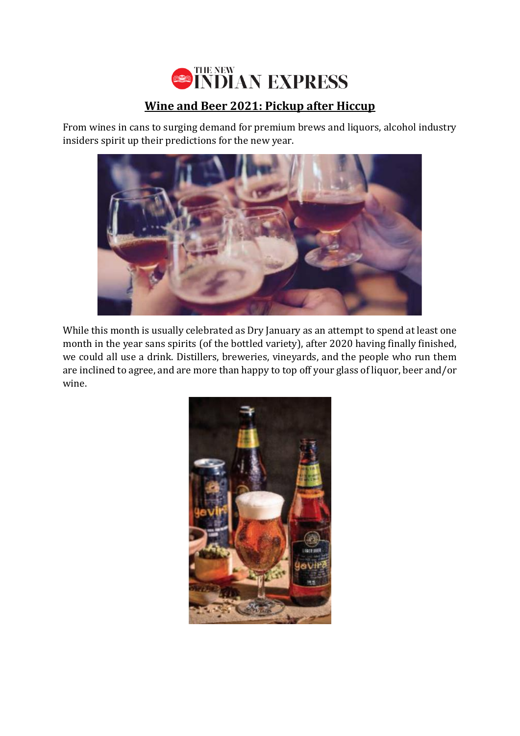THE NEW INDIAN EXPRESS

# Wine and Beer 2021: Pickup after Hiccup

From wines in cans to surging demand for premium brews and liquors, alcohol industry insiders spirit up their predictions for the new year.

While this month is usually celebrated as Dry January as an attempt to spend at least one month in the year sans spirits (of the bottled variety), after 2020 having finally finished, we could all use a drink. Distillers, breweries, vineyards, and the people who run them are inclined to agree, and are more than happy to top off your glass of liquor, beer and/or wine.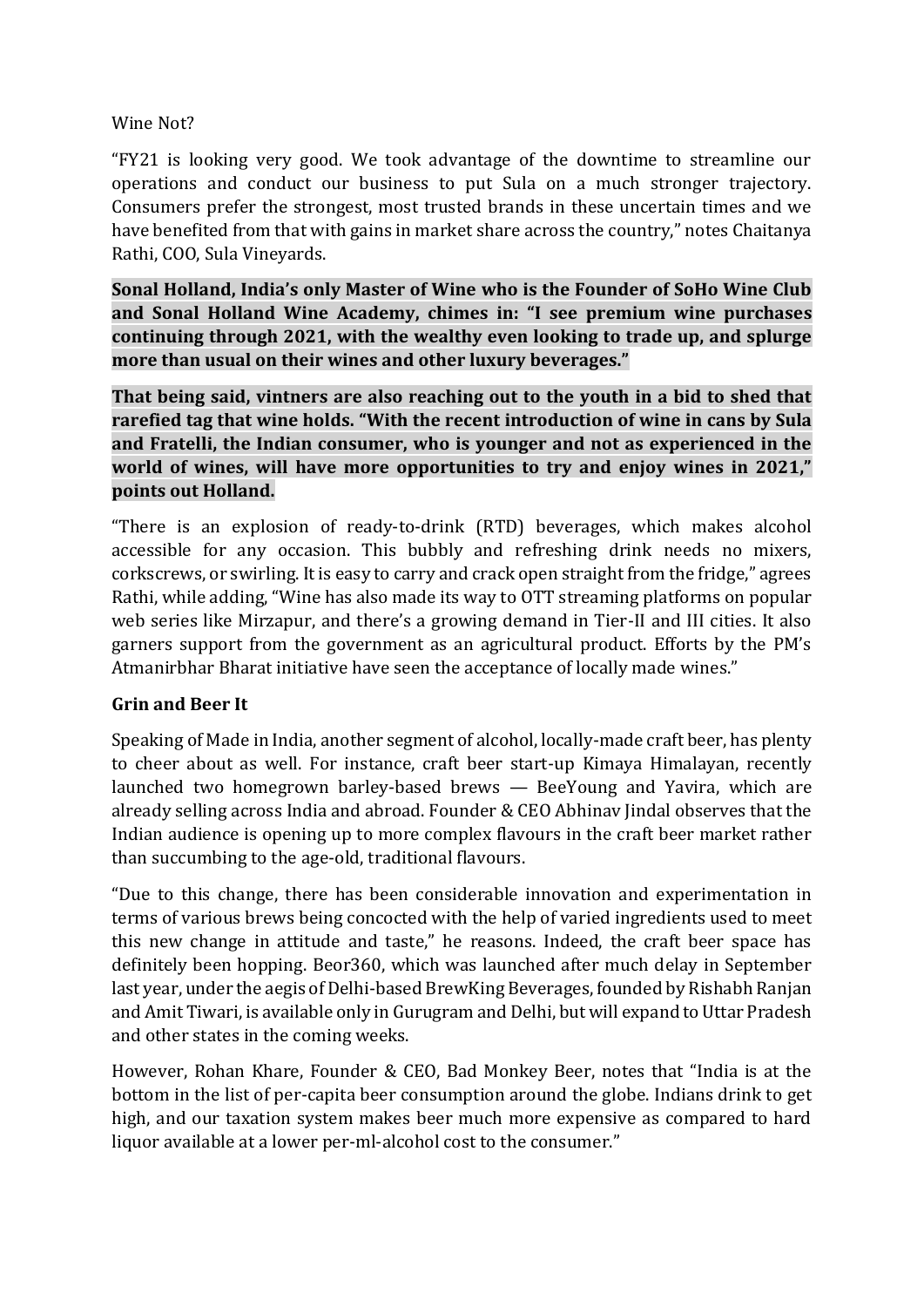Wine Not?

"FY21 is looking very good. We took advantage of the downtime to streamline our operations and conduct our business to put Sula on a much stronger trajectory. Consumers prefer the strongest, most trusted brands in these uncertain times and we have benefited from that with gains in market share across the country," notes Chaitanya Rathi, COO, Sula Vineyards.

**Sonal Holland, India's only Master of Wine who is the Founder of SoHo Wine Club and Sonal Holland Wine Academy, chimes in: "I see premium wine purchases continuing through 2021, with the wealthy even looking to trade up, and splurge more than usual on their wines and other luxury beverages."**

**That being said, vintners are also reaching out to the youth in a bid to shed that rarefied tag that wine holds. "With the recent introduction of wine in cans by Sula and Fratelli, the Indian consumer, who is younger and not as experienced in the world of wines, will have more opportunities to try and enjoy wines in 2021," points out Holland.**

"There is an explosion of ready-to-drink (RTD) beverages, which makes alcohol accessible for any occasion. This bubbly and refreshing drink needs no mixers, corkscrews, or swirling. It is easy to carry and crack open straight from the fridge," agrees Rathi, while adding, "Wine has also made its way to OTT streaming platforms on popular web series like Mirzapur, and there's a growing demand in Tier-II and III cities. It also garners support from the government as an agricultural product. Efforts by the PM's Atmanirbhar Bharat initiative have seen the acceptance of locally made wines."

**Grin and Beer It**

Speaking of Made in India, another segment of alcohol, locally-made craft beer, has plenty to cheer about as well. For instance, craft beer start-up Kimaya Himalayan, recently launched two homegrown barley-based brews — BeeYoung and Yavira, which are already selling across India and abroad. Founder & CEO Abhinav Jindal observes that the Indian audience is opening up to more complex flavours in the craft beer market rather than succumbing to the age-old, traditional flavours.

"Due to this change, there has been considerable innovation and experimentation in terms of various brews being concocted with the help of varied ingredients used to meet this new change in attitude and taste," he reasons. Indeed, the craft beer space has definitely been hopping. Beor360, which was launched after much delay in September last year, under the aegis of Delhi-based BrewKing Beverages, founded by Rishabh Ranjan and Amit Tiwari, is available only in Gurugram and Delhi, but will expand to Uttar Pradesh and other states in the coming weeks.

However, Rohan Khare, Founder & CEO, Bad Monkey Beer, notes that "India is at the bottom in the list of per-capita beer consumption around the globe. Indians drink to get high, and our taxation system makes beer much more expensive as compared to hard liquor available at a lower per-ml-alcohol cost to the consumer."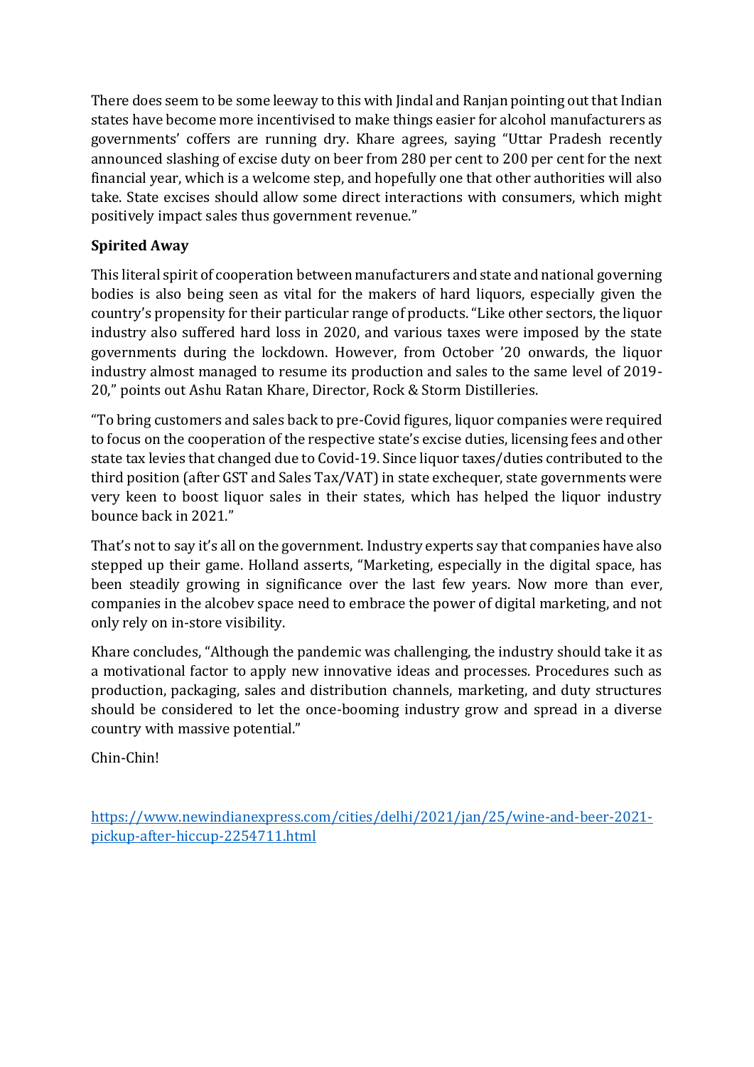There does seem to be some leeway to this with Jindal and Ranjan pointing out that Indian states have become more incentivised to make things easier for alcohol manufacturers as governments' coffers are running dry. Khare agrees, saying "Uttar Pradesh recently announced slashing of excise duty on beer from 280 per cent to 200 per cent for the next financial year, which is a welcome step, and hopefully one that other authorities will also take. State excises should allow some direct interactions with consumers, which might positively impact sales thus government revenue."

**Spirited Away**

This literal spirit of cooperation between manufacturers and state and national governing bodies is also being seen as vital for the makers of hard liquors, especially given the country's propensity for their particular range of products. "Like other sectors, the liquor industry also suffered hard loss in 2020, and various taxes were imposed by the state governments during the lockdown. However, from October '20 onwards, the liquor industry almost managed to resume its production and sales to the same level of 2019-20," points out Ashu Ratan Khare, Director, Rock & Storm Distilleries.

"To bring customers and sales back to pre-Covid figures, liquor companies were required to focus on the cooperation of the respective state's excise duties, licensing fees and other state tax levies that changed due to Covid-19. Since liquor taxes/duties contributed to the third position (after GST and Sales Tax/VAT) in state exchequer, state governments were very keen to boost liquor sales in their states, which has helped the liquor industry bounce back in 2021."

That's not to say it's all on the government. Industry experts say that companies have also stepped up their game. Holland asserts, "Marketing, especially in the digital space, has been steadily growing in significance over the last few years. Now more than ever, companies in the alcobev space need to embrace the power of digital marketing, and not only rely on in-store visibility.

Khare concludes, "Although the pandemic was challenging, the industry should take it as a motivational factor to apply new innovative ideas and processes. Procedures such as production, packaging, sales and distribution channels, marketing, and duty structures should be considered to let the once-booming industry grow and spread in a diverse country with massive potential."

Chin-Chin!

https://www.newindianexpress.com/cities/delhi/2021/jan/25/wine-and-beer-2021-pickup-after-hiccup-2254711.html